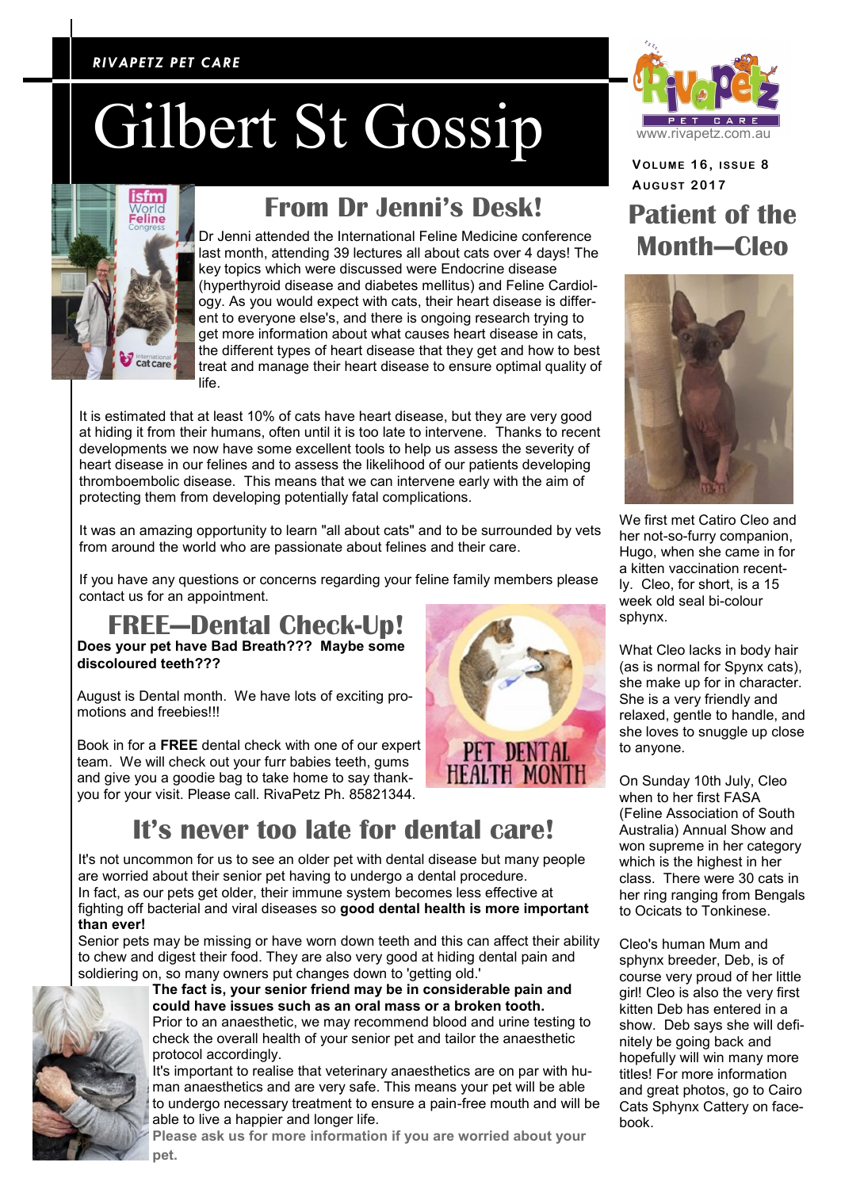*RIVAPETZ PET CARE*

# Gilbert St Gossip

www.rivapetz.com.au

VOLUME 16, ISSUE 8
AUGUST 2017

## From Dr Jenni's Desk!

Dr Jenni attended the International Feline Medicine conference last month, attending 39 lectures all about cats over 4 days! The key topics which were discussed were Endocrine disease (hyperthyroid disease and diabetes mellitus) and Feline Cardiology. As you would expect with cats, their heart disease is different to everyone else's, and there is ongoing research trying to get more information about what causes heart disease in cats, the different types of heart disease that they get and how to best treat and manage their heart disease to ensure optimal quality of life.

It is estimated that at least 10% of cats have heart disease, but they are very good at hiding it from their humans, often until it is too late to intervene. Thanks to recent developments we now have some excellent tools to help us assess the severity of heart disease in our felines and to assess the likelihood of our patients developing thromboembolic disease. This means that we can intervene early with the aim of protecting them from developing potentially fatal complications.

It was an amazing opportunity to learn "all about cats" and to be surrounded by vets from around the world who are passionate about felines and their care.

If you have any questions or concerns regarding your feline family members please contact us for an appointment.

## FREE—Dental Check-Up!

**Does your pet have Bad Breath??? Maybe some discoloured teeth???**

August is Dental month. We have lots of exciting promotions and freebies!!!

Book in for a **FREE** dental check with one of our expert team. We will check out your furr babies teeth, gums and give you a goodie bag to take home to say thank-you for your visit. Please call. RivaPetz Ph. 85821344.

PET DENTAL HEALTH MONTH

## It's never too late for dental care!

It's not uncommon for us to see an older pet with dental disease but many people are worried about their senior pet having to undergo a dental procedure.
In fact, as our pets get older, their immune system becomes less effective at fighting off bacterial and viral diseases so **good dental health is more important than ever!**

Senior pets may be missing or have worn down teeth and this can affect their ability to chew and digest their food. They are also very good at hiding dental pain and soldiering on, so many owners put changes down to 'getting old.'

**The fact is, your senior friend may be in considerable pain and could have issues such as an oral mass or a broken tooth.**

Prior to an anaesthetic, we may recommend blood and urine testing to check the overall health of your senior pet and tailor the anaesthetic protocol accordingly.

It's important to realise that veterinary anaesthetics are on par with human anaesthetics and are very safe. This means your pet will be able to undergo necessary treatment to ensure a pain-free mouth and will be able to live a happier and longer life.

**Please ask us for more information if you are worried about your pet.**

## Patient of the Month—Cleo

We first met Catiro Cleo and her not-so-furry companion, Hugo, when she came in for a kitten vaccination recently. Cleo, for short, is a 15 week old seal bi-colour sphynx.

What Cleo lacks in body hair (as is normal for Spynx cats), she make up for in character. She is a very friendly and relaxed, gentle to handle, and she loves to snuggle up close to anyone.

On Sunday 10th July, Cleo when to her first FASA (Feline Association of South Australia) Annual Show and won supreme in her category which is the highest in her class. There were 30 cats in her ring ranging from Bengals to Ocicats to Tonkinese.

Cleo's human Mum and sphynx breeder, Deb, is of course very proud of her little girl! Cleo is also the very first kitten Deb has entered in a show. Deb says she will definitely be going back and hopefully will win many more titles! For more information and great photos, go to Cairo Cats Sphynx Cattery on facebook.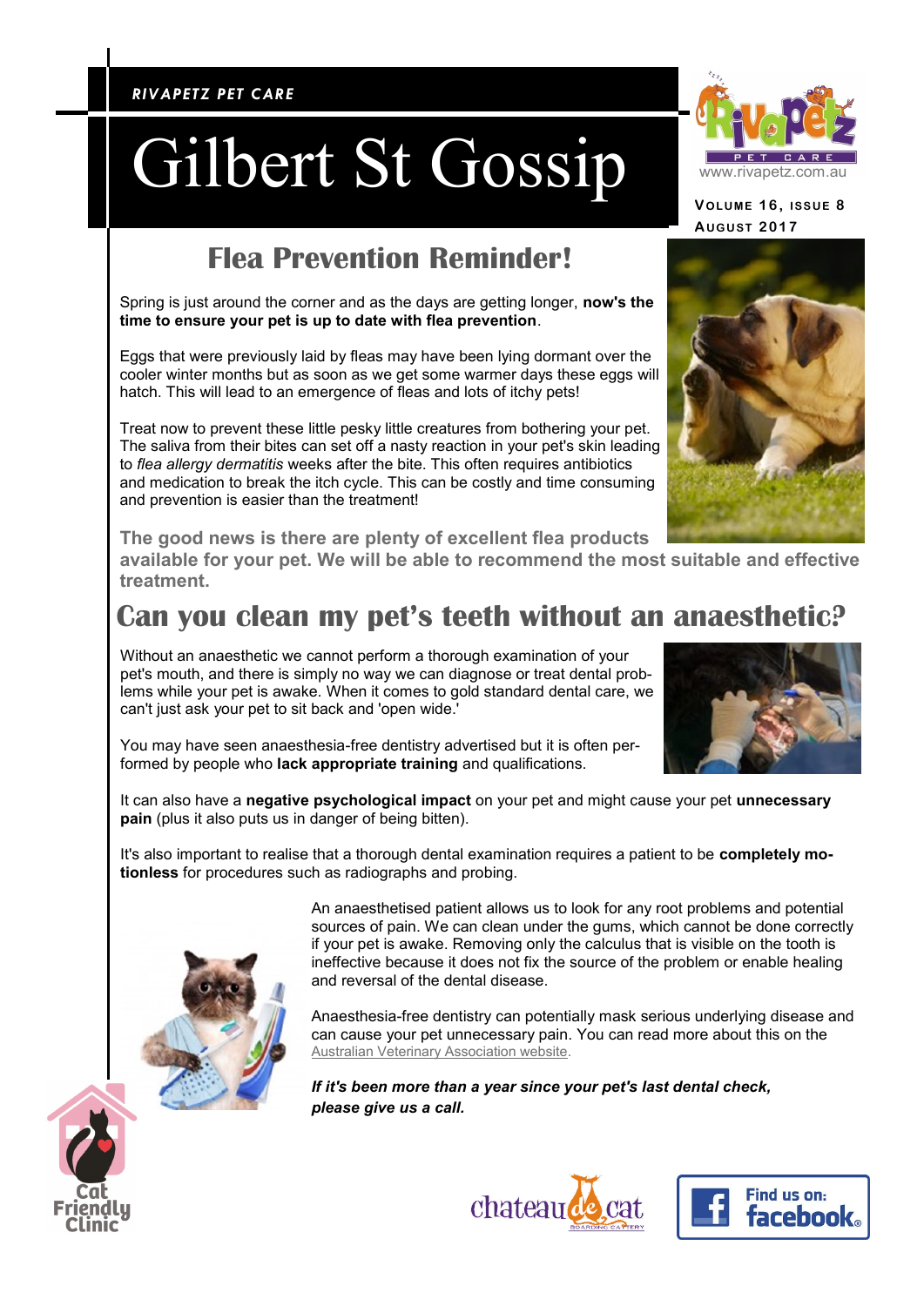RIVAPETZ PET CARE

# Gilbert St Gossip

www.rivapetz.com.au

Volume 16, Issue 8
August 2017

## Flea Prevention Reminder!

Spring is just around the corner and as the days are getting longer, **now's the time to ensure your pet is up to date with flea prevention**.

Eggs that were previously laid by fleas may have been lying dormant over the cooler winter months but as soon as we get some warmer days these eggs will hatch. This will lead to an emergence of fleas and lots of itchy pets!

Treat now to prevent these little pesky little creatures from bothering your pet. The saliva from their bites can set off a nasty reaction in your pet's skin leading to *flea allergy dermatitis* weeks after the bite. This often requires antibiotics and medication to break the itch cycle. This can be costly and time consuming and prevention is easier than the treatment!

**The good news is there are plenty of excellent flea products available for your pet. We will be able to recommend the most suitable and effective treatment.**

## Can you clean my pet's teeth without an anaesthetic?

Without an anaesthetic we cannot perform a thorough examination of your pet's mouth, and there is simply no way we can diagnose or treat dental problems while your pet is awake. When it comes to gold standard dental care, we can't just ask your pet to sit back and 'open wide.'

You may have seen anaesthesia-free dentistry advertised but it is often performed by people who **lack appropriate training** and qualifications.

It can also have a **negative psychological impact** on your pet and might cause your pet **unnecessary pain** (plus it also puts us in danger of being bitten).

It's also important to realise that a thorough dental examination requires a patient to be **completely motionless** for procedures such as radiographs and probing.

An anaesthetised patient allows us to look for any root problems and potential sources of pain. We can clean under the gums, which cannot be done correctly if your pet is awake. Removing only the calculus that is visible on the tooth is ineffective because it does not fix the source of the problem or enable healing and reversal of the dental disease.

Anaesthesia-free dentistry can potentially mask serious underlying disease and can cause your pet unnecessary pain. You can read more about this on the Australian Veterinary Association website.

***If it's been more than a year since your pet's last dental check, please give us a call.***

Cat Friendly Clinic

chateau de cat BOARDING CATTERY

Find us on: facebook